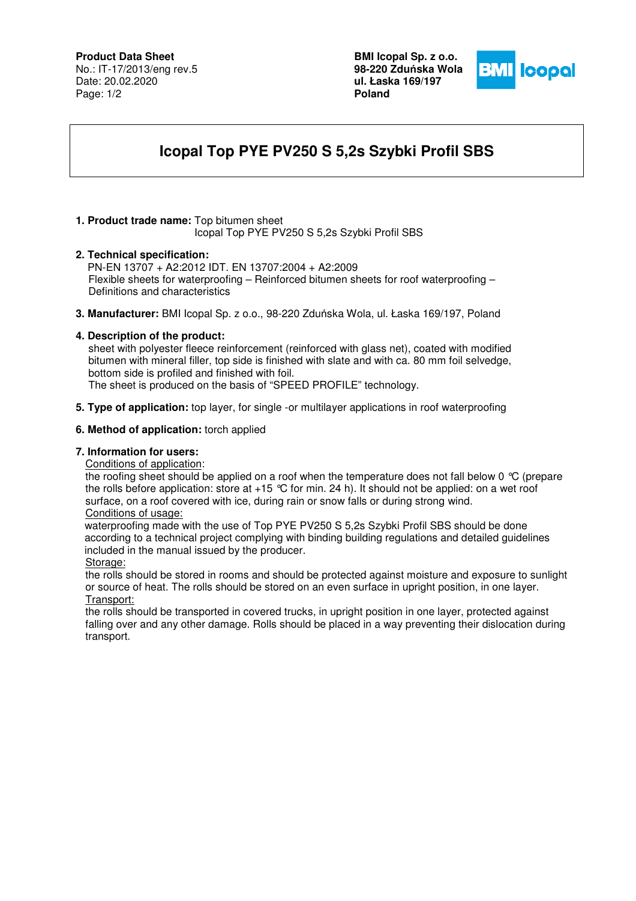**Product Data Sheet**
No.: IT-17/2013/eng rev.5
Date: 20.02.2020

**BMI Icopal Sp. z o.o.**
**98-220 Zduńska Wola**
**ul. Łaska 169/197**
**Poland**

# Icopal Top PYE PV250 S 5,2s Szybki Profil SBS

1. **Product trade name:** Top bitumen sheet
   Icopal Top PYE PV250 S 5,2s Szybki Profil SBS

2. **Technical specification:**
   PN-EN 13707 + A2:2012 IDT. EN 13707:2004 + A2:2009
   Flexible sheets for waterproofing – Reinforced bitumen sheets for roof waterproofing – Definitions and characteristics

3. **Manufacturer:** BMI Icopal Sp. z o.o., 98-220 Zduńska Wola, ul. Łaska 169/197, Poland

4. **Description of the product:**
   sheet with polyester fleece reinforcement (reinforced with glass net), coated with modified bitumen with mineral filler, top side is finished with slate and with ca. 80 mm foil selvedge, bottom side is profiled and finished with foil.
   The sheet is produced on the basis of "SPEED PROFILE" technology.

5. **Type of application:** top layer, for single -or multilayer applications in roof waterproofing

6. **Method of application:** torch applied

7. **Information for users:**
   Conditions of application:
   the roofing sheet should be applied on a roof when the temperature does not fall below 0 °C (prepare the rolls before application: store at +15 °C for min. 24 h). It should not be applied: on a wet roof surface, on a roof covered with ice, during rain or snow falls or during strong wind.
   Conditions of usage:
   waterproofing made with the use of Top PYE PV250 S 5,2s Szybki Profil SBS should be done according to a technical project complying with binding building regulations and detailed guidelines included in the manual issued by the producer.
   Storage:
   the rolls should be stored in rooms and should be protected against moisture and exposure to sunlight or source of heat. The rolls should be stored on an even surface in upright position, in one layer.
   Transport:
   the rolls should be transported in covered trucks, in upright position in one layer, protected against falling over and any other damage. Rolls should be placed in a way preventing their dislocation during transport.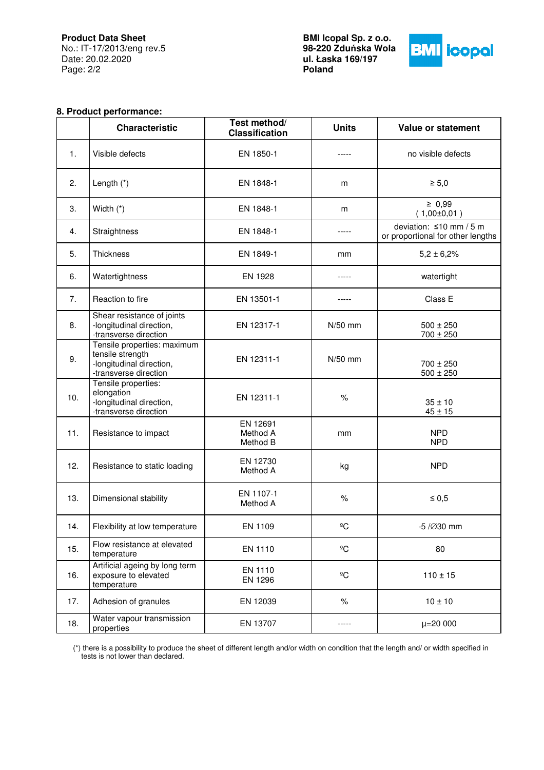**Product Data Sheet**
No.: IT-17/2013/eng rev.5
Date: 20.02.2020

**BMI Icopal Sp. z o.o.**
**98-220 Zduńska Wola**
**ul. Łaska 169/197**
**Poland**

## 8. Product performance:

| | Characteristic | Test method/ Classification | Units | Value or statement |
|---|---|---|---|---|
| 1. | Visible defects | EN 1850-1 | ----- | no visible defects |
| 2. | Length (*) | EN 1848-1 | m | ≥ 5,0 |
| 3. | Width (*) | EN 1848-1 | m | ≥ 0,99 ( 1,00±0,01 ) |
| 4. | Straightness | EN 1848-1 | ----- | deviation: ≤10 mm / 5 m or proportional for other lengths |
| 5. | Thickness | EN 1849-1 | mm | 5,2 ± 6,2% |
| 6. | Watertightness | EN 1928 | ----- | watertight |
| 7. | Reaction to fire | EN 13501-1 | ----- | Class E |
| 8. | Shear resistance of joints -longitudinal direction, -transverse direction | EN 12317-1 | N/50 mm | 500 ± 250 700 ± 250 |
| 9. | Tensile properties: maximum tensile strength -longitudinal direction, -transverse direction | EN 12311-1 | N/50 mm | 700 ± 250 500 ± 250 |
| 10. | Tensile properties: elongation -longitudinal direction, -transverse direction | EN 12311-1 | % | 35 ± 10 45 ± 15 |
| 11. | Resistance to impact | EN 12691 Method A Method B | mm | NPD NPD |
| 12. | Resistance to static loading | EN 12730 Method A | kg | NPD |
| 13. | Dimensional stability | EN 1107-1 Method A | % | ≤ 0,5 |
| 14. | Flexibility at low temperature | EN 1109 | ºC | -5 /∅30 mm |
| 15. | Flow resistance at elevated temperature | EN 1110 | ºC | 80 |
| 16. | Artificial ageing by long term exposure to elevated temperature | EN 1110 EN 1296 | ºC | 110 ± 15 |
| 17. | Adhesion of granules | EN 12039 | % | 10 ± 10 |
| 18. | Water vapour transmission properties | EN 13707 | ----- | μ=20 000 |

(*) there is a possibility to produce the sheet of different length and/or width on condition that the length and/ or width specified in tests is not lower than declared.